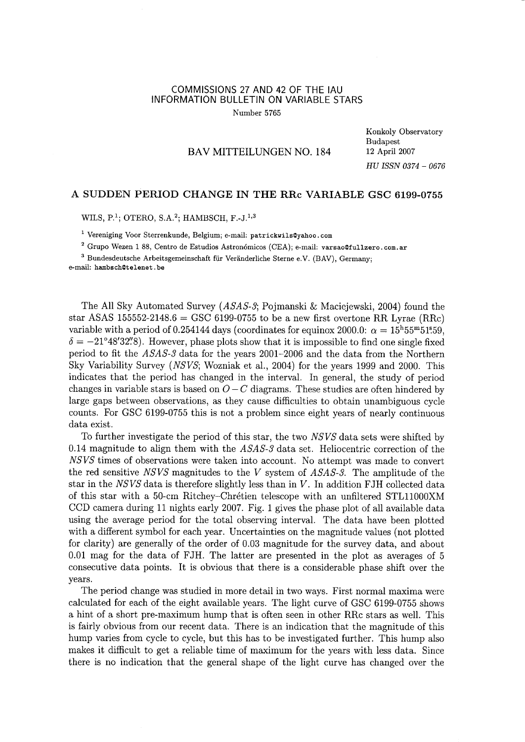COMMISSIONS 27 AND 42 OF THE IAU
INFORMATION BULLETIN ON VARIABLE STARS

Number 5765

BAV MITTEILUNGEN NO. 184

Konkoly Observatory
Budapest
12 April 2007

*HU ISSN 0374 – 0676*

## A SUDDEN PERIOD CHANGE IN THE RRc VARIABLE GSC 6199-0755

WILS, P.[1]; OTERO, S.A.[2]; HAMBSCH, F.-J.[1,3]

[1] Vereniging Voor Sterrenkunde, Belgium; e-mail: patrickwils@yahoo.com

[2] Grupo Wezen 1 88, Centro de Estudios Astronómicos (CEA); e-mail: varsao@fullzero.com.ar

[3] Bundesdeutsche Arbeitsgemeinschaft für Veränderliche Sterne e.V. (BAV), Germany; e-mail: hambsch@telenet.be

The All Sky Automated Survey (*ASAS-3*; Pojmanski & Maciejewski, 2004) found the star ASAS 155552-2148.6 = GSC 6199-0755 to be a new first overtone RR Lyrae (RRc) variable with a period of 0.254144 days (coordinates for equinox 2000.0: $\alpha = 15^h55^m51^s.59$, $\delta = -21°48'32''.8$). However, phase plots show that it is impossible to find one single fixed period to fit the *ASAS-3* data for the years 2001–2006 and the data from the Northern Sky Variability Survey (*NSVS*; Wozniak et al., 2004) for the years 1999 and 2000. This indicates that the period has changed in the interval. In general, the study of period changes in variable stars is based on $O-C$ diagrams. These studies are often hindered by large gaps between observations, as they cause difficulties to obtain unambiguous cycle counts. For GSC 6199-0755 this is not a problem since eight years of nearly continuous data exist.

To further investigate the period of this star, the two *NSVS* data sets were shifted by 0.14 magnitude to align them with the *ASAS-3* data set. Heliocentric correction of the *NSVS* times of observations were taken into account. No attempt was made to convert the red sensitive *NSVS* magnitudes to the $V$ system of *ASAS-3*. The amplitude of the star in the *NSVS* data is therefore slightly less than in $V$. In addition FJH collected data of this star with a 50-cm Ritchey–Chrétien telescope with an unfiltered STL11000XM CCD camera during 11 nights early 2007. Fig. 1 gives the phase plot of all available data using the average period for the total observing interval. The data have been plotted with a different symbol for each year. Uncertainties on the magnitude values (not plotted for clarity) are generally of the order of 0.03 magnitude for the survey data, and about 0.01 mag for the data of FJH. The latter are presented in the plot as averages of 5 consecutive data points. It is obvious that there is a considerable phase shift over the years.

The period change was studied in more detail in two ways. First normal maxima were calculated for each of the eight available years. The light curve of GSC 6199-0755 shows a hint of a short pre-maximum hump that is often seen in other RRc stars as well. This is fairly obvious from our recent data. There is an indication that the magnitude of this hump varies from cycle to cycle, but this has to be investigated further. This hump also makes it difficult to get a reliable time of maximum for the years with less data. Since there is no indication that the general shape of the light curve has changed over the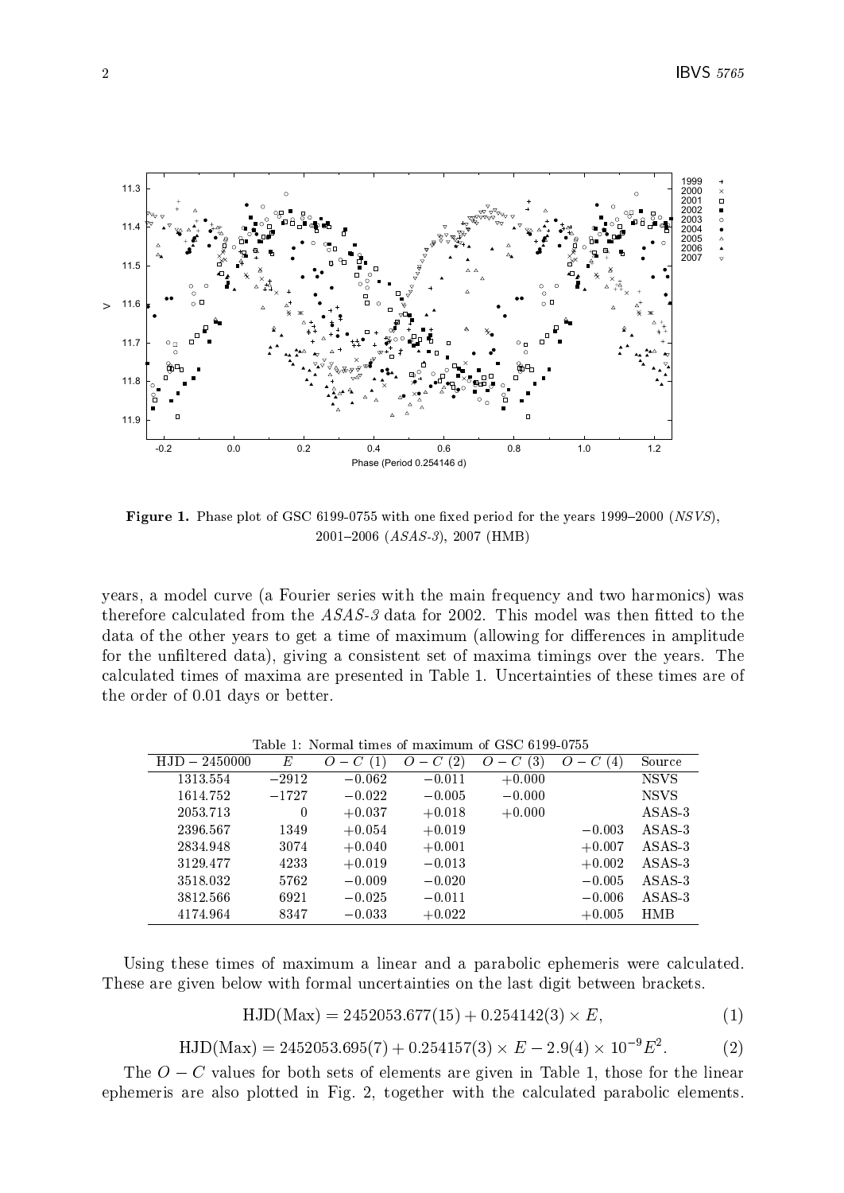11.3
11.4
11.5
V 11.6
11.7
11.8
11.9

-0.2 0.0 0.2 0.4 0.6 0.8 1.0 1.2

Phase (Period 0.254146 d)

1999
2000
2001
2002
2003
2004
2005
2006
2007

**Figure 1.** Phase plot of GSC 6199-0755 with one fixed period for the years 1999–2000 (*NSVS*), 2001–2006 (*ASAS-3*), 2007 (HMB)

years, a model curve (a Fourier series with the main frequency and two harmonics) was therefore calculated from the *ASAS-3* data for 2002. This model was then fitted to the data of the other years to get a time of maximum (allowing for differences in amplitude for the unfiltered data), giving a consistent set of maxima timings over the years. The calculated times of maxima are presented in Table 1. Uncertainties of these times are of the order of 0.01 days or better.

Table 1: Normal times of maximum of GSC 6199-0755

| HJD − 2450000 | $E$ | $O-C$ (1) | $O-C$ (2) | $O-C$ (3) | $O-C$ (4) | Source |
|---|---|---|---|---|---|---|
| 1313.554 | −2912 | −0.062 | −0.011 | +0.000 | | NSVS |
| 1614.752 | −1727 | −0.022 | −0.005 | −0.000 | | NSVS |
| 2053.713 | 0 | +0.037 | +0.018 | +0.000 | | ASAS-3 |
| 2396.567 | 1349 | +0.054 | +0.019 | | −0.003 | ASAS-3 |
| 2834.948 | 3074 | +0.040 | +0.001 | | +0.007 | ASAS-3 |
| 3129.477 | 4233 | +0.019 | −0.013 | | +0.002 | ASAS-3 |
| 3518.032 | 5762 | −0.009 | −0.020 | | −0.005 | ASAS-3 |
| 3812.566 | 6921 | −0.025 | −0.011 | | −0.006 | ASAS-3 |
| 4174.964 | 8347 | −0.033 | +0.022 | | +0.005 | HMB |

Using these times of maximum a linear and a parabolic ephemeris were calculated. These are given below with formal uncertainties on the last digit between brackets.

$$\mathrm{HJD(Max)} = 2452053.677(15) + 0.254142(3) \times E, \tag{1}$$

$$\mathrm{HJD(Max)} = 2452053.695(7) + 0.254157(3) \times E - 2.9(4) \times 10^{-9} E^2. \tag{2}$$

The $O-C$ values for both sets of elements are given in Table 1, those for the linear ephemeris are also plotted in Fig. 2, together with the calculated parabolic elements.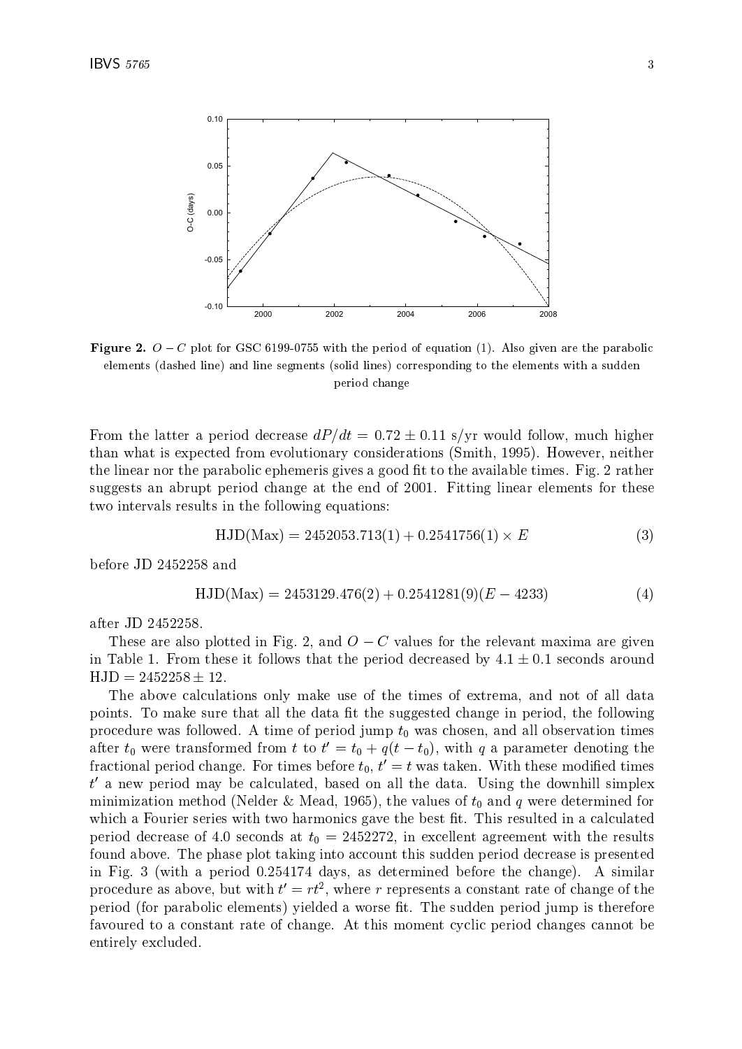0.10

0.05

0.00

-0.05

-0.10

O-C (days)

2000 2002 2004 2006 2008

**Figure 2.** $O-C$ plot for GSC 6199-0755 with the period of equation (1). Also given are the parabolic elements (dashed line) and line segments (solid lines) corresponding to the elements with a sudden period change

From the latter a period decrease $dP/dt = 0.72 \pm 0.11$ s/yr would follow, much higher than what is expected from evolutionary considerations (Smith, 1995). However, neither the linear nor the parabolic ephemeris gives a good fit to the available times. Fig. 2 rather suggests an abrupt period change at the end of 2001. Fitting linear elements for these two intervals results in the following equations:

$$\mathrm{HJD(Max)} = 2452053.713(1) + 0.2541756(1) \times E \tag{3}$$

before JD 2452258 and

$$\mathrm{HJD(Max)} = 2453129.476(2) + 0.2541281(9)(E - 4233) \tag{4}$$

after JD 2452258.

These are also plotted in Fig. 2, and $O-C$ values for the relevant maxima are given in Table 1. From these it follows that the period decreased by $4.1 \pm 0.1$ seconds around $\mathrm{HJD} = 2452258 \pm 12$.

The above calculations only make use of the times of extrema, and not of all data points. To make sure that all the data fit the suggested change in period, the following procedure was followed. A time of period jump $t_0$ was chosen, and all observation times after $t_0$ were transformed from $t$ to $t' = t_0 + q(t - t_0)$, with $q$ a parameter denoting the fractional period change. For times before $t_0$, $t' = t$ was taken. With these modified times $t'$ a new period may be calculated, based on all the data. Using the downhill simplex minimization method (Nelder & Mead, 1965), the values of $t_0$ and $q$ were determined for which a Fourier series with two harmonics gave the best fit. This resulted in a calculated period decrease of 4.0 seconds at $t_0 = 2452272$, in excellent agreement with the results found above. The phase plot taking into account this sudden period decrease is presented in Fig. 3 (with a period 0.254174 days, as determined before the change). A similar procedure as above, but with $t' = rt^2$, where $r$ represents a constant rate of change of the period (for parabolic elements) yielded a worse fit. The sudden period jump is therefore favoured to a constant rate of change. At this moment cyclic period changes cannot be entirely excluded.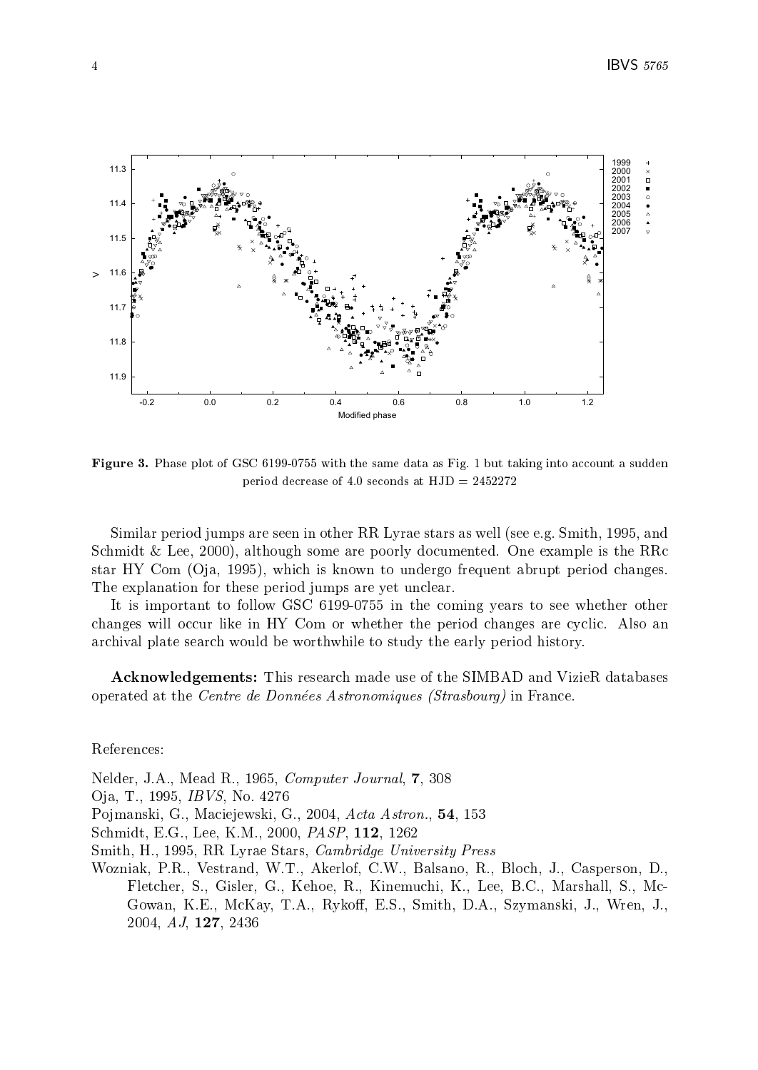11.3
11.4
11.5
11.6
11.7
11.8
11.9

V

-0.2
0.0
0.2
0.4
0.6
0.8
1.0
1.2

Modified phase

1999
2000
2001
2002
2003
2004
2005
2006
2007

**Figure 3.** Phase plot of GSC 6199-0755 with the same data as Fig. 1 but taking into account a sudden period decrease of 4.0 seconds at HJD = 2452272

Similar period jumps are seen in other RR Lyrae stars as well (see e.g. Smith, 1995, and Schmidt & Lee, 2000), although some are poorly documented. One example is the RRc star HY Com (Oja, 1995), which is known to undergo frequent abrupt period changes. The explanation for these period jumps are yet unclear.

It is important to follow GSC 6199-0755 in the coming years to see whether other changes will occur like in HY Com or whether the period changes are cyclic. Also an archival plate search would be worthwhile to study the early period history.

**Acknowledgements:** This research made use of the SIMBAD and VizieR databases operated at the *Centre de Données Astronomiques (Strasbourg)* in France.

References:

Nelder, J.A., Mead R., 1965, *Computer Journal*, **7**, 308

Oja, T., 1995, *IBVS*, No. 4276

Pojmanski, G., Maciejewski, G., 2004, *Acta Astron.*, **54**, 153

Schmidt, E.G., Lee, K.M., 2000, *PASP*, **112**, 1262

Smith, H., 1995, RR Lyrae Stars, *Cambridge University Press*

Wozniak, P.R., Vestrand, W.T., Akerlof, C.W., Balsano, R., Bloch, J., Casperson, D., Fletcher, S., Gisler, G., Kehoe, R., Kinemuchi, K., Lee, B.C., Marshall, S., McGowan, K.E., McKay, T.A., Rykoff, E.S., Smith, D.A., Szymanski, J., Wren, J., 2004, *AJ*, **127**, 2436